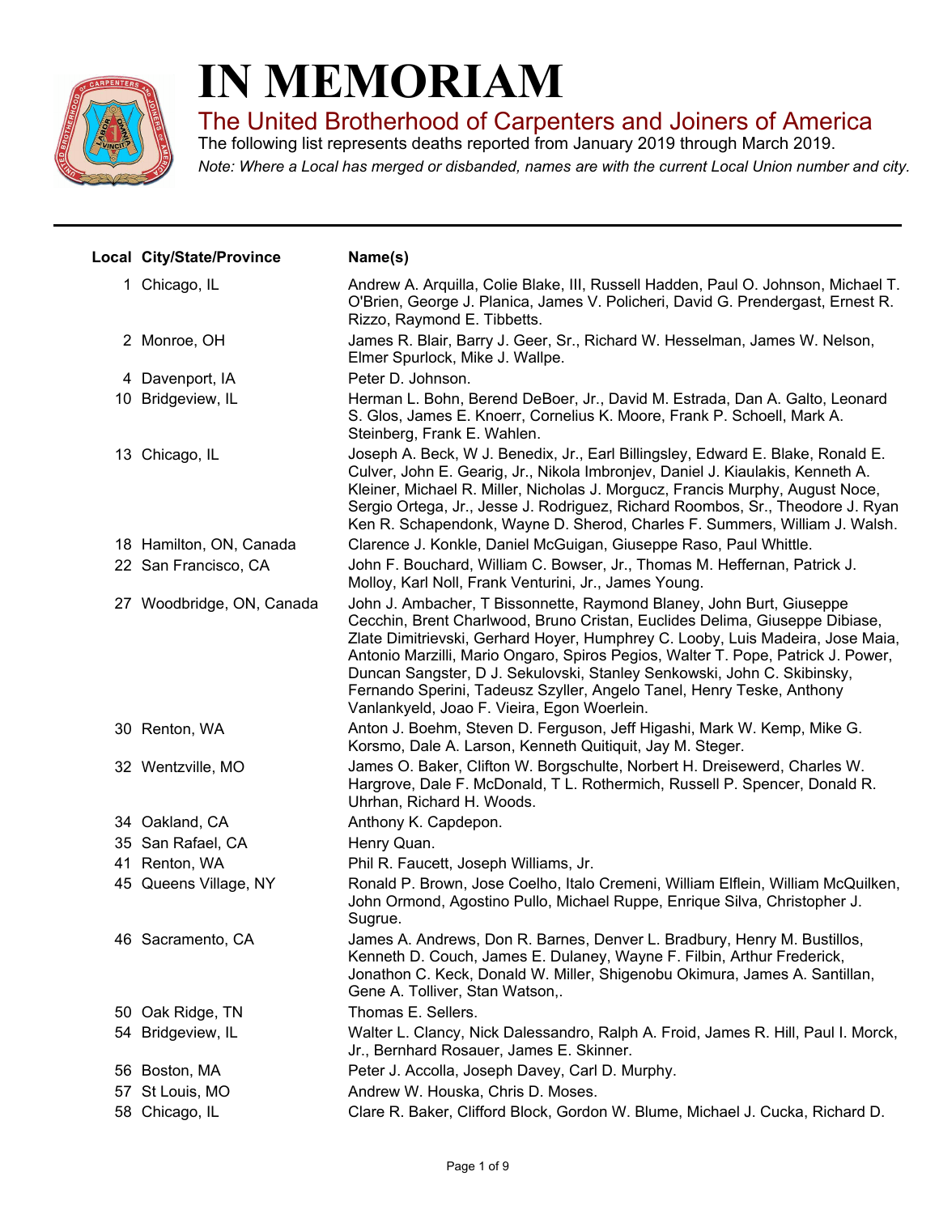# IN MEMORIAM

## The United Brotherhood of Carpenters and Joiners of America

The following list represents deaths reported from January 2019 through March 2019.

*Note: Where a Local has merged or disbanded, names are with the current Local Union number and city.*

| Local | City/State/Province | Name(s) |
|---|---|---|
| 1 | Chicago, IL | Andrew A. Arquilla, Colie Blake, III, Russell Hadden, Paul O. Johnson, Michael T. O'Brien, George J. Planica, James V. Policheri, David G. Prendergast, Ernest R. Rizzo, Raymond E. Tibbetts. |
| 2 | Monroe, OH | James R. Blair, Barry J. Geer, Sr., Richard W. Hesselman, James W. Nelson, Elmer Spurlock, Mike J. Wallpe. |
| 4 | Davenport, IA | Peter D. Johnson. |
| 10 | Bridgeview, IL | Herman L. Bohn, Berend DeBoer, Jr., David M. Estrada, Dan A. Galto, Leonard S. Glos, James E. Knoerr, Cornelius K. Moore, Frank P. Schoell, Mark A. Steinberg, Frank E. Wahlen. |
| 13 | Chicago, IL | Joseph A. Beck, W J. Benedix, Jr., Earl Billingsley, Edward E. Blake, Ronald E. Culver, John E. Gearig, Jr., Nikola Imbronjev, Daniel J. Kiaulakis, Kenneth A. Kleiner, Michael R. Miller, Nicholas J. Morgucz, Francis Murphy, August Noce, Sergio Ortega, Jr., Jesse J. Rodriguez, Richard Roombos, Sr., Theodore J. Ryan Ken R. Schapendonk, Wayne D. Sherod, Charles F. Summers, William J. Walsh. |
| 18 | Hamilton, ON, Canada | Clarence J. Konkle, Daniel McGuigan, Giuseppe Raso, Paul Whittle. |
| 22 | San Francisco, CA | John F. Bouchard, William C. Bowser, Jr., Thomas M. Heffernan, Patrick J. Molloy, Karl Noll, Frank Venturini, Jr., James Young. |
| 27 | Woodbridge, ON, Canada | John J. Ambacher, T Bissonnette, Raymond Blaney, John Burt, Giuseppe Cecchin, Brent Charlwood, Bruno Cristan, Euclides Delima, Giuseppe Dibiase, Zlate Dimitrievski, Gerhard Hoyer, Humphrey C. Looby, Luis Madeira, Jose Maia, Antonio Marzilli, Mario Ongaro, Spiros Pegios, Walter T. Pope, Patrick J. Power, Duncan Sangster, D J. Sekulovski, Stanley Senkowski, John C. Skibinsky, Fernando Sperini, Tadeusz Szyller, Angelo Tanel, Henry Teske, Anthony Vanlankyeld, Joao F. Vieira, Egon Woerlein. |
| 30 | Renton, WA | Anton J. Boehm, Steven D. Ferguson, Jeff Higashi, Mark W. Kemp, Mike G. Korsmo, Dale A. Larson, Kenneth Quitiquit, Jay M. Steger. |
| 32 | Wentzville, MO | James O. Baker, Clifton W. Borgschulte, Norbert H. Dreisewerd, Charles W. Hargrove, Dale F. McDonald, T L. Rothermich, Russell P. Spencer, Donald R. Uhrhan, Richard H. Woods. |
| 34 | Oakland, CA | Anthony K. Capdepon. |
| 35 | San Rafael, CA | Henry Quan. |
| 41 | Renton, WA | Phil R. Faucett, Joseph Williams, Jr. |
| 45 | Queens Village, NY | Ronald P. Brown, Jose Coelho, Italo Cremeni, William Elflein, William McQuilken, John Ormond, Agostino Pullo, Michael Ruppe, Enrique Silva, Christopher J. Sugrue. |
| 46 | Sacramento, CA | James A. Andrews, Don R. Barnes, Denver L. Bradbury, Henry M. Bustillos, Kenneth D. Couch, James E. Dulaney, Wayne F. Filbin, Arthur Frederick, Jonathon C. Keck, Donald W. Miller, Shigenobu Okimura, James A. Santillan, Gene A. Tolliver, Stan Watson,. |
| 50 | Oak Ridge, TN | Thomas E. Sellers. |
| 54 | Bridgeview, IL | Walter L. Clancy, Nick Dalessandro, Ralph A. Froid, James R. Hill, Paul I. Morck, Jr., Bernhard Rosauer, James E. Skinner. |
| 56 | Boston, MA | Peter J. Accolla, Joseph Davey, Carl D. Murphy. |
| 57 | St Louis, MO | Andrew W. Houska, Chris D. Moses. |
| 58 | Chicago, IL | Clare R. Baker, Clifford Block, Gordon W. Blume, Michael J. Cucka, Richard D. |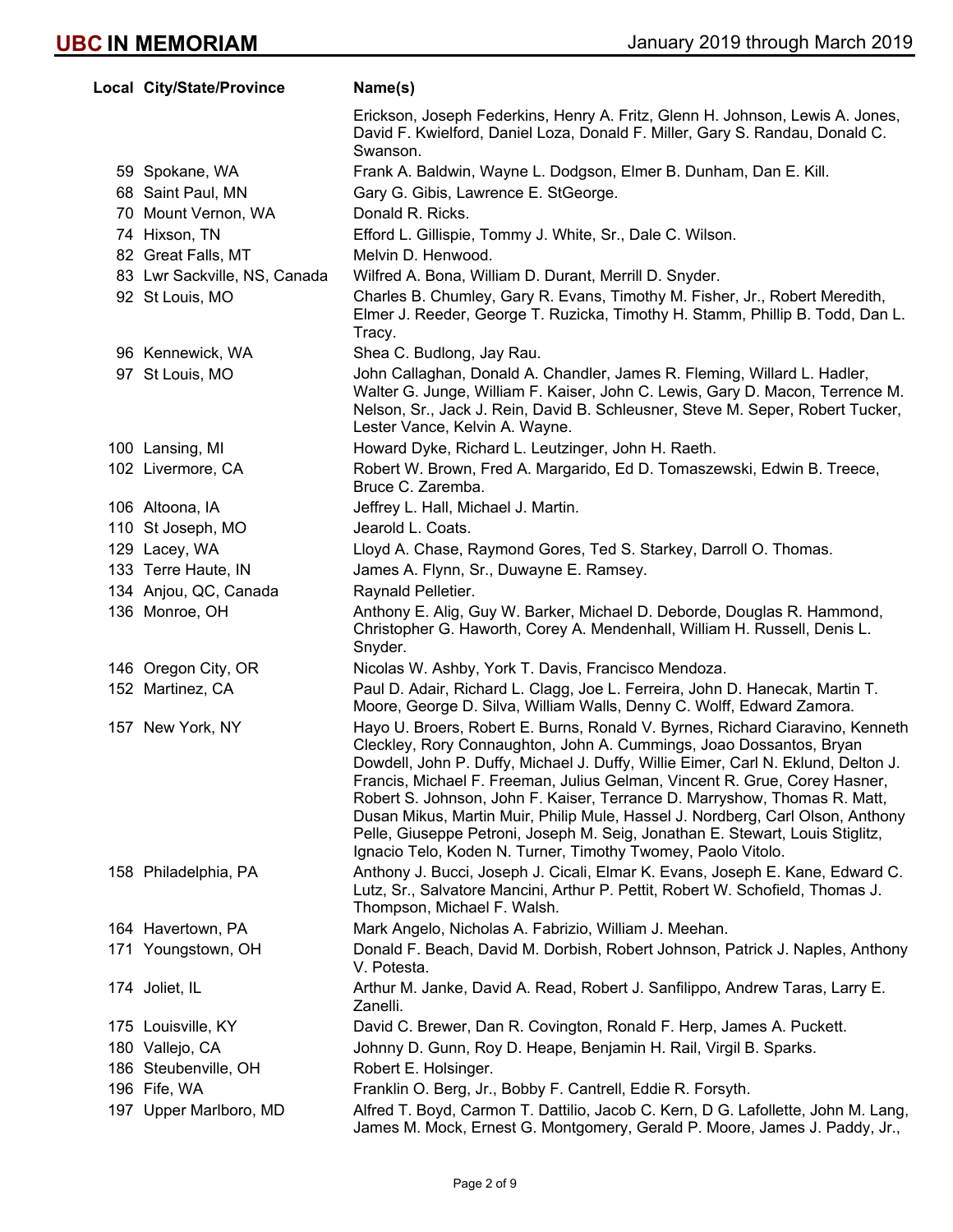| Local | City/State/Province | Name(s) |
|---|---|---|
| | | Erickson, Joseph Federkins, Henry A. Fritz, Glenn H. Johnson, Lewis A. Jones, David F. Kwielford, Daniel Loza, Donald F. Miller, Gary S. Randau, Donald C. Swanson. |
| 59 | Spokane, WA | Frank A. Baldwin, Wayne L. Dodgson, Elmer B. Dunham, Dan E. Kill. |
| 68 | Saint Paul, MN | Gary G. Gibis, Lawrence E. StGeorge. |
| 70 | Mount Vernon, WA | Donald R. Ricks. |
| 74 | Hixson, TN | Efford L. Gillispie, Tommy J. White, Sr., Dale C. Wilson. |
| 82 | Great Falls, MT | Melvin D. Henwood. |
| 83 | Lwr Sackville, NS, Canada | Wilfred A. Bona, William D. Durant, Merrill D. Snyder. |
| 92 | St Louis, MO | Charles B. Chumley, Gary R. Evans, Timothy M. Fisher, Jr., Robert Meredith, Elmer J. Reeder, George T. Ruzicka, Timothy H. Stamm, Phillip B. Todd, Dan L. Tracy. |
| 96 | Kennewick, WA | Shea C. Budlong, Jay Rau. |
| 97 | St Louis, MO | John Callaghan, Donald A. Chandler, James R. Fleming, Willard L. Hadler, Walter G. Junge, William F. Kaiser, John C. Lewis, Gary D. Macon, Terrence M. Nelson, Sr., Jack J. Rein, David B. Schleusner, Steve M. Seper, Robert Tucker, Lester Vance, Kelvin A. Wayne. |
| 100 | Lansing, MI | Howard Dyke, Richard L. Leutzinger, John H. Raeth. |
| 102 | Livermore, CA | Robert W. Brown, Fred A. Margarido, Ed D. Tomaszewski, Edwin B. Treece, Bruce C. Zaremba. |
| 106 | Altoona, IA | Jeffrey L. Hall, Michael J. Martin. |
| 110 | St Joseph, MO | Jearold L. Coats. |
| 129 | Lacey, WA | Lloyd A. Chase, Raymond Gores, Ted S. Starkey, Darroll O. Thomas. |
| 133 | Terre Haute, IN | James A. Flynn, Sr., Duwayne E. Ramsey. |
| 134 | Anjou, QC, Canada | Raynald Pelletier. |
| 136 | Monroe, OH | Anthony E. Alig, Guy W. Barker, Michael D. Deborde, Douglas R. Hammond, Christopher G. Haworth, Corey A. Mendenhall, William H. Russell, Denis L. Snyder. |
| 146 | Oregon City, OR | Nicolas W. Ashby, York T. Davis, Francisco Mendoza. |
| 152 | Martinez, CA | Paul D. Adair, Richard L. Clagg, Joe L. Ferreira, John D. Hanecak, Martin T. Moore, George D. Silva, William Walls, Denny C. Wolff, Edward Zamora. |
| 157 | New York, NY | Hayo U. Broers, Robert E. Burns, Ronald V. Byrnes, Richard Ciaravino, Kenneth Cleckley, Rory Connaughton, John A. Cummings, Joao Dossantos, Bryan Dowdell, John P. Duffy, Michael J. Duffy, Willie Eimer, Carl N. Eklund, Delton J. Francis, Michael F. Freeman, Julius Gelman, Vincent R. Grue, Corey Hasner, Robert S. Johnson, John F. Kaiser, Terrance D. Marryshow, Thomas R. Matt, Dusan Mikus, Martin Muir, Philip Mule, Hassel J. Nordberg, Carl Olson, Anthony Pelle, Giuseppe Petroni, Joseph M. Seig, Jonathan E. Stewart, Louis Stiglitz, Ignacio Telo, Koden N. Turner, Timothy Twomey, Paolo Vitolo. |
| 158 | Philadelphia, PA | Anthony J. Bucci, Joseph J. Cicali, Elmar K. Evans, Joseph E. Kane, Edward C. Lutz, Sr., Salvatore Mancini, Arthur P. Pettit, Robert W. Schofield, Thomas J. Thompson, Michael F. Walsh. |
| 164 | Havertown, PA | Mark Angelo, Nicholas A. Fabrizio, William J. Meehan. |
| 171 | Youngstown, OH | Donald F. Beach, David M. Dorbish, Robert Johnson, Patrick J. Naples, Anthony V. Potesta. |
| 174 | Joliet, IL | Arthur M. Janke, David A. Read, Robert J. Sanfilippo, Andrew Taras, Larry E. Zanelli. |
| 175 | Louisville, KY | David C. Brewer, Dan R. Covington, Ronald F. Herp, James A. Puckett. |
| 180 | Vallejo, CA | Johnny D. Gunn, Roy D. Heape, Benjamin H. Rail, Virgil B. Sparks. |
| 186 | Steubenville, OH | Robert E. Holsinger. |
| 196 | Fife, WA | Franklin O. Berg, Jr., Bobby F. Cantrell, Eddie R. Forsyth. |
| 197 | Upper Marlboro, MD | Alfred T. Boyd, Carmon T. Dattilio, Jacob C. Kern, D G. Lafollette, John M. Lang, James M. Mock, Ernest G. Montgomery, Gerald P. Moore, James J. Paddy, Jr., |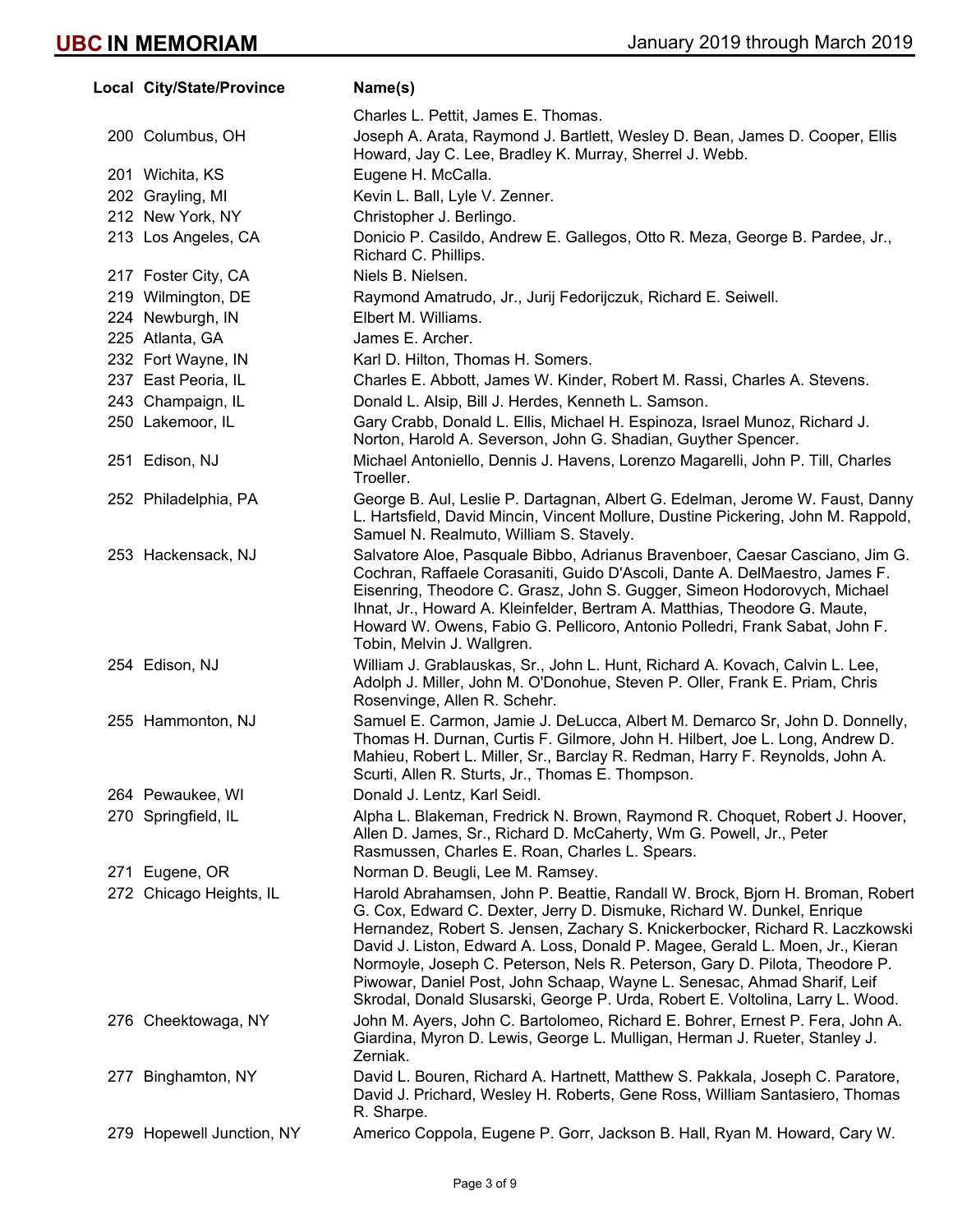| Local | City/State/Province | Name(s) |
|---|---|---|
| | | Charles L. Pettit, James E. Thomas. |
| 200 | Columbus, OH | Joseph A. Arata, Raymond J. Bartlett, Wesley D. Bean, James D. Cooper, Ellis Howard, Jay C. Lee, Bradley K. Murray, Sherrel J. Webb. |
| 201 | Wichita, KS | Eugene H. McCalla. |
| 202 | Grayling, MI | Kevin L. Ball, Lyle V. Zenner. |
| 212 | New York, NY | Christopher J. Berlingo. |
| 213 | Los Angeles, CA | Donicio P. Casildo, Andrew E. Gallegos, Otto R. Meza, George B. Pardee, Jr., Richard C. Phillips. |
| 217 | Foster City, CA | Niels B. Nielsen. |
| 219 | Wilmington, DE | Raymond Amatrudo, Jr., Jurij Fedorijczuk, Richard E. Seiwell. |
| 224 | Newburgh, IN | Elbert M. Williams. |
| 225 | Atlanta, GA | James E. Archer. |
| 232 | Fort Wayne, IN | Karl D. Hilton, Thomas H. Somers. |
| 237 | East Peoria, IL | Charles E. Abbott, James W. Kinder, Robert M. Rassi, Charles A. Stevens. |
| 243 | Champaign, IL | Donald L. Alsip, Bill J. Herdes, Kenneth L. Samson. |
| 250 | Lakemoor, IL | Gary Crabb, Donald L. Ellis, Michael H. Espinoza, Israel Munoz, Richard J. Norton, Harold A. Severson, John G. Shadian, Guyther Spencer. |
| 251 | Edison, NJ | Michael Antoniello, Dennis J. Havens, Lorenzo Magarelli, John P. Till, Charles Troeller. |
| 252 | Philadelphia, PA | George B. Aul, Leslie P. Dartagnan, Albert G. Edelman, Jerome W. Faust, Danny L. Hartsfield, David Mincin, Vincent Mollure, Dustine Pickering, John M. Rappold, Samuel N. Realmuto, William S. Stavely. |
| 253 | Hackensack, NJ | Salvatore Aloe, Pasquale Bibbo, Adrianus Bravenboer, Caesar Casciano, Jim G. Cochran, Raffaele Corasaniti, Guido D'Ascoli, Dante A. DelMaestro, James F. Eisenring, Theodore C. Grasz, John S. Gugger, Simeon Hodorovych, Michael Ihnat, Jr., Howard A. Kleinfelder, Bertram A. Matthias, Theodore G. Maute, Howard W. Owens, Fabio G. Pellicoro, Antonio Polledri, Frank Sabat, John F. Tobin, Melvin J. Wallgren. |
| 254 | Edison, NJ | William J. Grablauskas, Sr., John L. Hunt, Richard A. Kovach, Calvin L. Lee, Adolph J. Miller, John M. O'Donohue, Steven P. Oller, Frank E. Priam, Chris Rosenvinge, Allen R. Schehr. |
| 255 | Hammonton, NJ | Samuel E. Carmon, Jamie J. DeLucca, Albert M. Demarco Sr, John D. Donnelly, Thomas H. Durnan, Curtis F. Gilmore, John H. Hilbert, Joe L. Long, Andrew D. Mahieu, Robert L. Miller, Sr., Barclay R. Redman, Harry F. Reynolds, John A. Scurti, Allen R. Sturts, Jr., Thomas E. Thompson. |
| 264 | Pewaukee, WI | Donald J. Lentz, Karl Seidl. |
| 270 | Springfield, IL | Alpha L. Blakeman, Fredrick N. Brown, Raymond R. Choquet, Robert J. Hoover, Allen D. James, Sr., Richard D. McCaherty, Wm G. Powell, Jr., Peter Rasmussen, Charles E. Roan, Charles L. Spears. |
| 271 | Eugene, OR | Norman D. Beugli, Lee M. Ramsey. |
| 272 | Chicago Heights, IL | Harold Abrahamsen, John P. Beattie, Randall W. Brock, Bjorn H. Broman, Robert G. Cox, Edward C. Dexter, Jerry D. Dismuke, Richard W. Dunkel, Enrique Hernandez, Robert S. Jensen, Zachary S. Knickerbocker, Richard R. Laczkowski David J. Liston, Edward A. Loss, Donald P. Magee, Gerald L. Moen, Jr., Kieran Normoyle, Joseph C. Peterson, Nels R. Peterson, Gary D. Pilota, Theodore P. Piwowar, Daniel Post, John Schaap, Wayne L. Senesac, Ahmad Sharif, Leif Skrodal, Donald Slusarski, George P. Urda, Robert E. Voltolina, Larry L. Wood. |
| 276 | Cheektowaga, NY | John M. Ayers, John C. Bartolomeo, Richard E. Bohrer, Ernest P. Fera, John A. Giardina, Myron D. Lewis, George L. Mulligan, Herman J. Rueter, Stanley J. Zerniak. |
| 277 | Binghamton, NY | David L. Bouren, Richard A. Hartnett, Matthew S. Pakkala, Joseph C. Paratore, David J. Prichard, Wesley H. Roberts, Gene Ross, William Santasiero, Thomas R. Sharpe. |
| 279 | Hopewell Junction, NY | Americo Coppola, Eugene P. Gorr, Jackson B. Hall, Ryan M. Howard, Cary W. |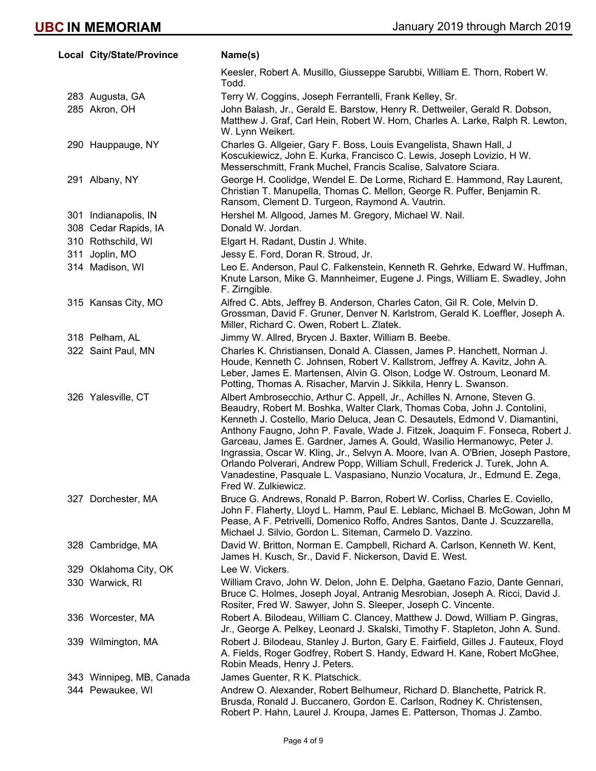| Local | City/State/Province | Name(s) |
|---|---|---|
| | | Keesler, Robert A. Musillo, Giusseppe Sarubbi, William E. Thorn, Robert W. Todd. |
| 283 | Augusta, GA | Terry W. Coggins, Joseph Ferrantelli, Frank Kelley, Sr. |
| 285 | Akron, OH | John Balash, Jr., Gerald E. Barstow, Henry R. Dettweiler, Gerald R. Dobson, Matthew J. Graf, Carl Hein, Robert W. Horn, Charles A. Larke, Ralph R. Lewton, W. Lynn Weikert. |
| 290 | Hauppauge, NY | Charles G. Allgeier, Gary F. Boss, Louis Evangelista, Shawn Hall, J Koscukiewicz, John E. Kurka, Francisco C. Lewis, Joseph Lovizio, H W. Messerschmitt, Frank Muchel, Francis Scalise, Salvatore Sciara. |
| 291 | Albany, NY | George H. Coolidge, Wendel E. De Lorme, Richard E. Hammond, Ray Laurent, Christian T. Manupella, Thomas C. Mellon, George R. Puffer, Benjamin R. Ransom, Clement D. Turgeon, Raymond A. Vautrin. |
| 301 | Indianapolis, IN | Hershel M. Allgood, James M. Gregory, Michael W. Nail. |
| 308 | Cedar Rapids, IA | Donald W. Jordan. |
| 310 | Rothschild, WI | Elgart H. Radant, Dustin J. White. |
| 311 | Joplin, MO | Jessy E. Ford, Doran R. Stroud, Jr. |
| 314 | Madison, WI | Leo E. Anderson, Paul C. Falkenstein, Kenneth R. Gehrke, Edward W. Huffman, Knute Larson, Mike G. Mannheimer, Eugene J. Pings, William E. Swadley, John F. Zirngible. |
| 315 | Kansas City, MO | Alfred C. Abts, Jeffrey B. Anderson, Charles Caton, Gil R. Cole, Melvin D. Grossman, David F. Gruner, Denver N. Karlstrom, Gerald K. Loeffler, Joseph A. Miller, Richard C. Owen, Robert L. Zlatek. |
| 318 | Pelham, AL | Jimmy W. Allred, Brycen J. Baxter, William B. Beebe. |
| 322 | Saint Paul, MN | Charles K. Christiansen, Donald A. Classen, James P. Hanchett, Norman J. Houde, Kenneth C. Johnsen, Robert V. Kallstrom, Jeffrey A. Kavitz, John A. Leber, James E. Martensen, Alvin G. Olson, Lodge W. Ostroum, Leonard M. Potting, Thomas A. Risacher, Marvin J. Sikkila, Henry L. Swanson. |
| 326 | Yalesville, CT | Albert Ambrosecchio, Arthur C. Appell, Jr., Achilles N. Arnone, Steven G. Beaudry, Robert M. Boshka, Walter Clark, Thomas Coba, John J. Contolini, Kenneth J. Costello, Mario Deluca, Jean C. Desautels, Edmond V. Diamantini, Anthony Faugno, John P. Favale, Wade J. Fitzek, Joaquim F. Fonseca, Robert J. Garceau, James E. Gardner, James A. Gould, Wasilio Hermanowyc, Peter J. Ingrassia, Oscar W. Kling, Jr., Selvyn A. Moore, Ivan A. O'Brien, Joseph Pastore, Orlando Polverari, Andrew Popp, William Schull, Frederick J. Turek, John A. Vanadestine, Pasquale L. Vaspasiano, Nunzio Vocatura, Jr., Edmund E. Zega, Fred W. Zulkiewicz. |
| 327 | Dorchester, MA | Bruce G. Andrews, Ronald P. Barron, Robert W. Corliss, Charles E. Coviello, John F. Flaherty, Lloyd L. Hamm, Paul E. Leblanc, Michael B. McGowan, John M Pease, A F. Petrivelli, Domenico Roffo, Andres Santos, Dante J. Scuzzarella, Michael J. Silvio, Gordon L. Siteman, Carmelo D. Vazzino. |
| 328 | Cambridge, MA | David W. Britton, Norman E. Campbell, Richard A. Carlson, Kenneth W. Kent, James H. Kusch, Sr., David F. Nickerson, David E. West. |
| 329 | Oklahoma City, OK | Lee W. Vickers. |
| 330 | Warwick, RI | William Cravo, John W. Delon, John E. Delpha, Gaetano Fazio, Dante Gennari, Bruce C. Holmes, Joseph Joyal, Antranig Mesrobian, Joseph A. Ricci, David J. Rositer, Fred W. Sawyer, John S. Sleeper, Joseph C. Vincente. |
| 336 | Worcester, MA | Robert A. Bilodeau, William C. Clancey, Matthew J. Dowd, William P. Gingras, Jr., George A. Pelkey, Leonard J. Skalski, Timothy F. Stapleton, John A. Sund. |
| 339 | Wilmington, MA | Robert J. Bilodeau, Stanley J. Burton, Gary E. Fairfield, Gilles J. Fauteux, Floyd A. Fields, Roger Godfrey, Robert S. Handy, Edward H. Kane, Robert McGhee, Robin Meads, Henry J. Peters. |
| 343 | Winnipeg, MB, Canada | James Guenter, R K. Platschick. |
| 344 | Pewaukee, WI | Andrew O. Alexander, Robert Belhumeur, Richard D. Blanchette, Patrick R. Brusda, Ronald J. Buccanero, Gordon E. Carlson, Rodney K. Christensen, Robert P. Hahn, Laurel J. Kroupa, James E. Patterson, Thomas J. Zambo. |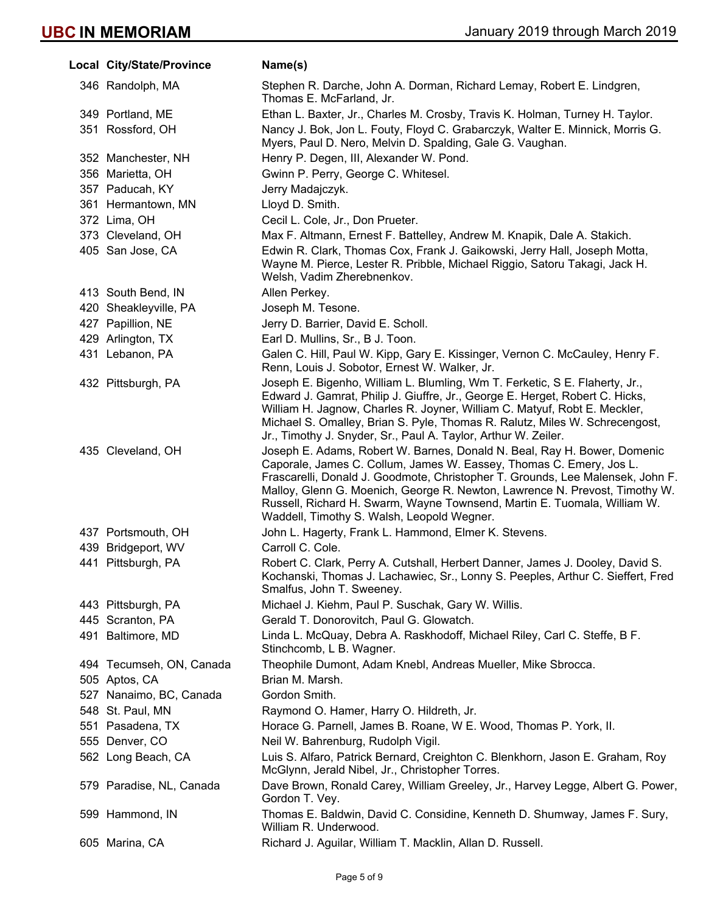| Local | City/State/Province | Name(s) |
|---|---|---|
| 346 | Randolph, MA | Stephen R. Darche, John A. Dorman, Richard Lemay, Robert E. Lindgren, Thomas E. McFarland, Jr. |
| 349 | Portland, ME | Ethan L. Baxter, Jr., Charles M. Crosby, Travis K. Holman, Turney H. Taylor. |
| 351 | Rossford, OH | Nancy J. Bok, Jon L. Fouty, Floyd C. Grabarczyk, Walter E. Minnick, Morris G. Myers, Paul D. Nero, Melvin D. Spalding, Gale G. Vaughan. |
| 352 | Manchester, NH | Henry P. Degen, III, Alexander W. Pond. |
| 356 | Marietta, OH | Gwinn P. Perry, George C. Whitesel. |
| 357 | Paducah, KY | Jerry Madajczyk. |
| 361 | Hermantown, MN | Lloyd D. Smith. |
| 372 | Lima, OH | Cecil L. Cole, Jr., Don Prueter. |
| 373 | Cleveland, OH | Max F. Altmann, Ernest F. Battelley, Andrew M. Knapik, Dale A. Stakich. |
| 405 | San Jose, CA | Edwin R. Clark, Thomas Cox, Frank J. Gaikowski, Jerry Hall, Joseph Motta, Wayne M. Pierce, Lester R. Pribble, Michael Riggio, Satoru Takagi, Jack H. Welsh, Vadim Zherebnenkov. |
| 413 | South Bend, IN | Allen Perkey. |
| 420 | Sheakleyville, PA | Joseph M. Tesone. |
| 427 | Papillion, NE | Jerry D. Barrier, David E. Scholl. |
| 429 | Arlington, TX | Earl D. Mullins, Sr., B J. Toon. |
| 431 | Lebanon, PA | Galen C. Hill, Paul W. Kipp, Gary E. Kissinger, Vernon C. McCauley, Henry F. Renn, Louis J. Sobotor, Ernest W. Walker, Jr. |
| 432 | Pittsburgh, PA | Joseph E. Bigenho, William L. Blumling, Wm T. Ferketic, S E. Flaherty, Jr., Edward J. Gamrat, Philip J. Giuffre, Jr., George E. Herget, Robert C. Hicks, William H. Jagnow, Charles R. Joyner, William C. Matyuf, Robt E. Meckler, Michael S. Omalley, Brian S. Pyle, Thomas R. Ralutz, Miles W. Schrecengost, Jr., Timothy J. Snyder, Sr., Paul A. Taylor, Arthur W. Zeiler. |
| 435 | Cleveland, OH | Joseph E. Adams, Robert W. Barnes, Donald N. Beal, Ray H. Bower, Domenic Caporale, James C. Collum, James W. Eassey, Thomas C. Emery, Jos L. Frascarelli, Donald J. Goodmote, Christopher T. Grounds, Lee Malensek, John F. Malloy, Glenn G. Moenich, George R. Newton, Lawrence N. Prevost, Timothy W. Russell, Richard H. Swarm, Wayne Townsend, Martin E. Tuomala, William W. Waddell, Timothy S. Walsh, Leopold Wegner. |
| 437 | Portsmouth, OH | John L. Hagerty, Frank L. Hammond, Elmer K. Stevens. |
| 439 | Bridgeport, WV | Carroll C. Cole. |
| 441 | Pittsburgh, PA | Robert C. Clark, Perry A. Cutshall, Herbert Danner, James J. Dooley, David S. Kochanski, Thomas J. Lachawiec, Sr., Lonny S. Peeples, Arthur C. Sieffert, Fred Smalfus, John T. Sweeney. |
| 443 | Pittsburgh, PA | Michael J. Kiehm, Paul P. Suschak, Gary W. Willis. |
| 445 | Scranton, PA | Gerald T. Donorovitch, Paul G. Glowatch. |
| 491 | Baltimore, MD | Linda L. McQuay, Debra A. Raskhodoff, Michael Riley, Carl C. Steffe, B F. Stinchcomb, L B. Wagner. |
| 494 | Tecumseh, ON, Canada | Theophile Dumont, Adam Knebl, Andreas Mueller, Mike Sbrocca. |
| 505 | Aptos, CA | Brian M. Marsh. |
| 527 | Nanaimo, BC, Canada | Gordon Smith. |
| 548 | St. Paul, MN | Raymond O. Hamer, Harry O. Hildreth, Jr. |
| 551 | Pasadena, TX | Horace G. Parnell, James B. Roane, W E. Wood, Thomas P. York, II. |
| 555 | Denver, CO | Neil W. Bahrenburg, Rudolph Vigil. |
| 562 | Long Beach, CA | Luis S. Alfaro, Patrick Bernard, Creighton C. Blenkhorn, Jason E. Graham, Roy McGlynn, Jerald Nibel, Jr., Christopher Torres. |
| 579 | Paradise, NL, Canada | Dave Brown, Ronald Carey, William Greeley, Jr., Harvey Legge, Albert G. Power, Gordon T. Vey. |
| 599 | Hammond, IN | Thomas E. Baldwin, David C. Considine, Kenneth D. Shumway, James F. Sury, William R. Underwood. |
| 605 | Marina, CA | Richard J. Aguilar, William T. Macklin, Allan D. Russell. |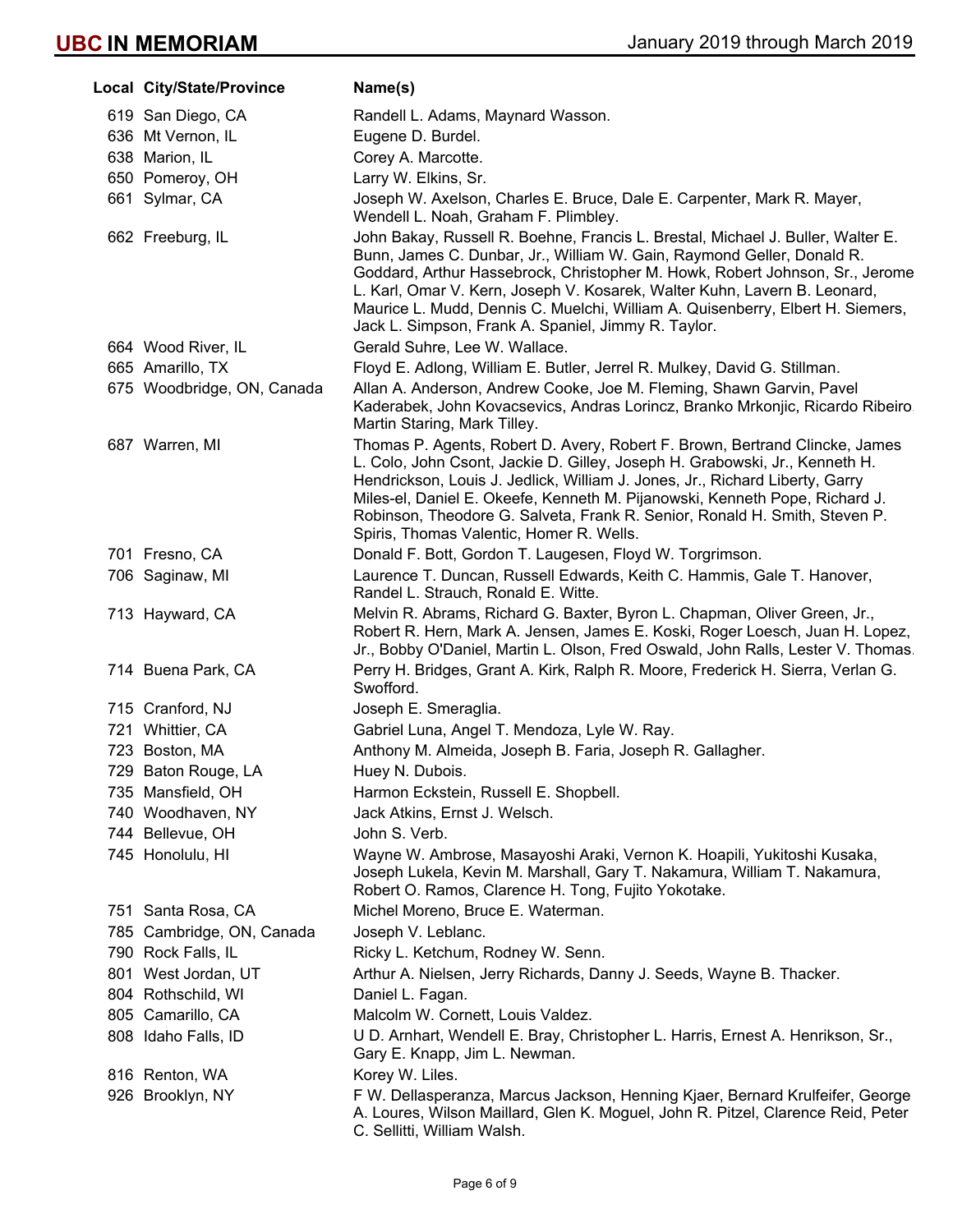| Local | City/State/Province | Name(s) |
|---|---|---|
| 619 | San Diego, CA | Randell L. Adams, Maynard Wasson. |
| 636 | Mt Vernon, IL | Eugene D. Burdel. |
| 638 | Marion, IL | Corey A. Marcotte. |
| 650 | Pomeroy, OH | Larry W. Elkins, Sr. |
| 661 | Sylmar, CA | Joseph W. Axelson, Charles E. Bruce, Dale E. Carpenter, Mark R. Mayer, Wendell L. Noah, Graham F. Plimbley. |
| 662 | Freeburg, IL | John Bakay, Russell R. Boehne, Francis L. Brestal, Michael J. Buller, Walter E. Bunn, James C. Dunbar, Jr., William W. Gain, Raymond Geller, Donald R. Goddard, Arthur Hassebrock, Christopher M. Howk, Robert Johnson, Sr., Jerome L. Karl, Omar V. Kern, Joseph V. Kosarek, Walter Kuhn, Lavern B. Leonard, Maurice L. Mudd, Dennis C. Muelchi, William A. Quisenberry, Elbert H. Siemers, Jack L. Simpson, Frank A. Spaniel, Jimmy R. Taylor. |
| 664 | Wood River, IL | Gerald Suhre, Lee W. Wallace. |
| 665 | Amarillo, TX | Floyd E. Adlong, William E. Butler, Jerrel R. Mulkey, David G. Stillman. |
| 675 | Woodbridge, ON, Canada | Allan A. Anderson, Andrew Cooke, Joe M. Fleming, Shawn Garvin, Pavel Kaderabek, John Kovacsevics, Andras Lorincz, Branko Mrkonjic, Ricardo Ribeiro, Martin Staring, Mark Tilley. |
| 687 | Warren, MI | Thomas P. Agents, Robert D. Avery, Robert F. Brown, Bertrand Clincke, James L. Colo, John Csont, Jackie D. Gilley, Joseph H. Grabowski, Jr., Kenneth H. Hendrickson, Louis J. Jedlick, William J. Jones, Jr., Richard Liberty, Garry Miles-el, Daniel E. Okeefe, Kenneth M. Pijanowski, Kenneth Pope, Richard J. Robinson, Theodore G. Salveta, Frank R. Senior, Ronald H. Smith, Steven P. Spiris, Thomas Valentic, Homer R. Wells. |
| 701 | Fresno, CA | Donald F. Bott, Gordon T. Laugesen, Floyd W. Torgrimson. |
| 706 | Saginaw, MI | Laurence T. Duncan, Russell Edwards, Keith C. Hammis, Gale T. Hanover, Randel L. Strauch, Ronald E. Witte. |
| 713 | Hayward, CA | Melvin R. Abrams, Richard G. Baxter, Byron L. Chapman, Oliver Green, Jr., Robert R. Hern, Mark A. Jensen, James E. Koski, Roger Loesch, Juan H. Lopez, Jr., Bobby O'Daniel, Martin L. Olson, Fred Oswald, John Ralls, Lester V. Thomas. |
| 714 | Buena Park, CA | Perry H. Bridges, Grant A. Kirk, Ralph R. Moore, Frederick H. Sierra, Verlan G. Swofford. |
| 715 | Cranford, NJ | Joseph E. Smeraglia. |
| 721 | Whittier, CA | Gabriel Luna, Angel T. Mendoza, Lyle W. Ray. |
| 723 | Boston, MA | Anthony M. Almeida, Joseph B. Faria, Joseph R. Gallagher. |
| 729 | Baton Rouge, LA | Huey N. Dubois. |
| 735 | Mansfield, OH | Harmon Eckstein, Russell E. Shopbell. |
| 740 | Woodhaven, NY | Jack Atkins, Ernst J. Welsch. |
| 744 | Bellevue, OH | John S. Verb. |
| 745 | Honolulu, HI | Wayne W. Ambrose, Masayoshi Araki, Vernon K. Hoapili, Yukitoshi Kusaka, Joseph Lukela, Kevin M. Marshall, Gary T. Nakamura, William T. Nakamura, Robert O. Ramos, Clarence H. Tong, Fujito Yokotake. |
| 751 | Santa Rosa, CA | Michel Moreno, Bruce E. Waterman. |
| 785 | Cambridge, ON, Canada | Joseph V. Leblanc. |
| 790 | Rock Falls, IL | Ricky L. Ketchum, Rodney W. Senn. |
| 801 | West Jordan, UT | Arthur A. Nielsen, Jerry Richards, Danny J. Seeds, Wayne B. Thacker. |
| 804 | Rothschild, WI | Daniel L. Fagan. |
| 805 | Camarillo, CA | Malcolm W. Cornett, Louis Valdez. |
| 808 | Idaho Falls, ID | U D. Arnhart, Wendell E. Bray, Christopher L. Harris, Ernest A. Henrikson, Sr., Gary E. Knapp, Jim L. Newman. |
| 816 | Renton, WA | Korey W. Liles. |
| 926 | Brooklyn, NY | F W. Dellasperanza, Marcus Jackson, Henning Kjaer, Bernard Krulfeifer, George A. Loures, Wilson Maillard, Glen K. Moguel, John R. Pitzel, Clarence Reid, Peter C. Sellitti, William Walsh. |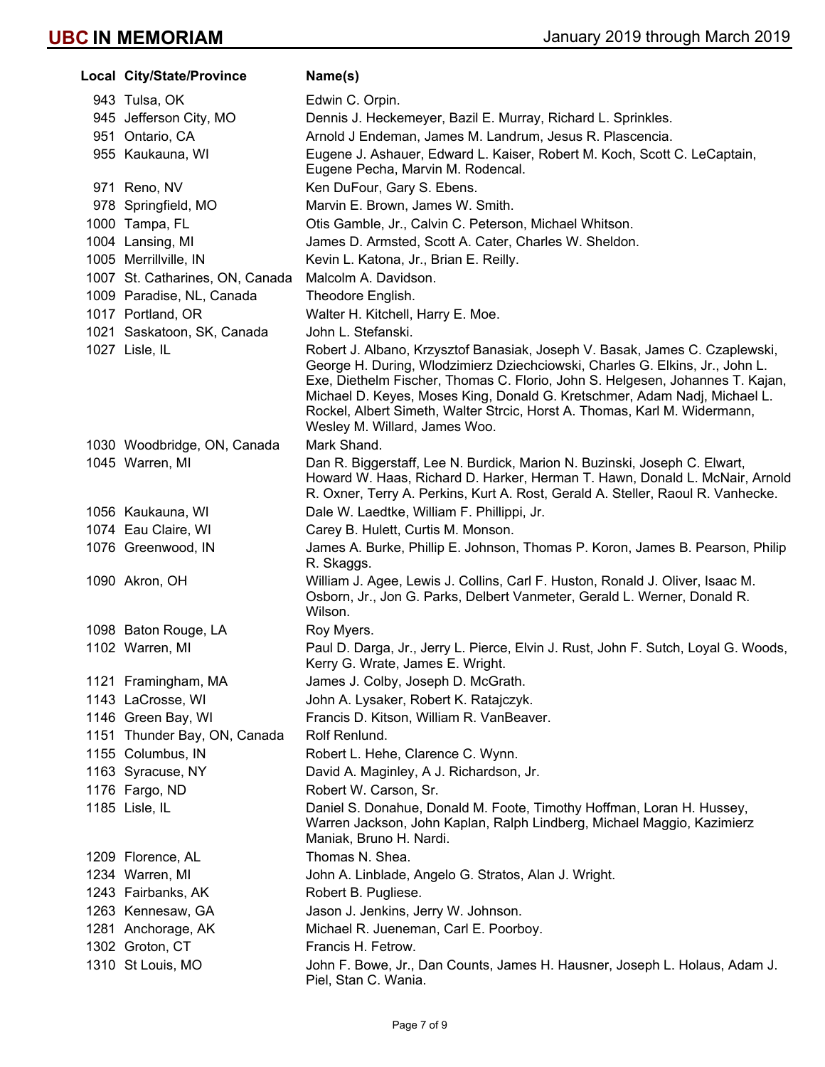| Local | City/State/Province | Name(s) |
|---|---|---|
| 943 | Tulsa, OK | Edwin C. Orpin. |
| 945 | Jefferson City, MO | Dennis J. Heckemeyer, Bazil E. Murray, Richard L. Sprinkles. |
| 951 | Ontario, CA | Arnold J Endeman, James M. Landrum, Jesus R. Plascencia. |
| 955 | Kaukauna, WI | Eugene J. Ashauer, Edward L. Kaiser, Robert M. Koch, Scott C. LeCaptain, Eugene Pecha, Marvin M. Rodencal. |
| 971 | Reno, NV | Ken DuFour, Gary S. Ebens. |
| 978 | Springfield, MO | Marvin E. Brown, James W. Smith. |
| 1000 | Tampa, FL | Otis Gamble, Jr., Calvin C. Peterson, Michael Whitson. |
| 1004 | Lansing, MI | James D. Armsted, Scott A. Cater, Charles W. Sheldon. |
| 1005 | Merrillville, IN | Kevin L. Katona, Jr., Brian E. Reilly. |
| 1007 | St. Catharines, ON, Canada | Malcolm A. Davidson. |
| 1009 | Paradise, NL, Canada | Theodore English. |
| 1017 | Portland, OR | Walter H. Kitchell, Harry E. Moe. |
| 1021 | Saskatoon, SK, Canada | John L. Stefanski. |
| 1027 | Lisle, IL | Robert J. Albano, Krzysztof Banasiak, Joseph V. Basak, James C. Czaplewski, George H. During, Wlodzimierz Dziechciowski, Charles G. Elkins, Jr., John L. Exe, Diethelm Fischer, Thomas C. Florio, John S. Helgesen, Johannes T. Kajan, Michael D. Keyes, Moses King, Donald G. Kretschmer, Adam Nadj, Michael L. Rockel, Albert Simeth, Walter Strcic, Horst A. Thomas, Karl M. Widermann, Wesley M. Willard, James Woo. |
| 1030 | Woodbridge, ON, Canada | Mark Shand. |
| 1045 | Warren, MI | Dan R. Biggerstaff, Lee N. Burdick, Marion N. Buzinski, Joseph C. Elwart, Howard W. Haas, Richard D. Harker, Herman T. Hawn, Donald L. McNair, Arnold R. Oxner, Terry A. Perkins, Kurt A. Rost, Gerald A. Steller, Raoul R. Vanhecke. |
| 1056 | Kaukauna, WI | Dale W. Laedtke, William F. Phillippi, Jr. |
| 1074 | Eau Claire, WI | Carey B. Hulett, Curtis M. Monson. |
| 1076 | Greenwood, IN | James A. Burke, Phillip E. Johnson, Thomas P. Koron, James B. Pearson, Philip R. Skaggs. |
| 1090 | Akron, OH | William J. Agee, Lewis J. Collins, Carl F. Huston, Ronald J. Oliver, Isaac M. Osborn, Jr., Jon G. Parks, Delbert Vanmeter, Gerald L. Werner, Donald R. Wilson. |
| 1098 | Baton Rouge, LA | Roy Myers. |
| 1102 | Warren, MI | Paul D. Darga, Jr., Jerry L. Pierce, Elvin J. Rust, John F. Sutch, Loyal G. Woods, Kerry G. Wrate, James E. Wright. |
| 1121 | Framingham, MA | James J. Colby, Joseph D. McGrath. |
| 1143 | LaCrosse, WI | John A. Lysaker, Robert K. Ratajczyk. |
| 1146 | Green Bay, WI | Francis D. Kitson, William R. VanBeaver. |
| 1151 | Thunder Bay, ON, Canada | Rolf Renlund. |
| 1155 | Columbus, IN | Robert L. Hehe, Clarence C. Wynn. |
| 1163 | Syracuse, NY | David A. Maginley, A J. Richardson, Jr. |
| 1176 | Fargo, ND | Robert W. Carson, Sr. |
| 1185 | Lisle, IL | Daniel S. Donahue, Donald M. Foote, Timothy Hoffman, Loran H. Hussey, Warren Jackson, John Kaplan, Ralph Lindberg, Michael Maggio, Kazimierz Maniak, Bruno H. Nardi. |
| 1209 | Florence, AL | Thomas N. Shea. |
| 1234 | Warren, MI | John A. Linblade, Angelo G. Stratos, Alan J. Wright. |
| 1243 | Fairbanks, AK | Robert B. Pugliese. |
| 1263 | Kennesaw, GA | Jason J. Jenkins, Jerry W. Johnson. |
| 1281 | Anchorage, AK | Michael R. Jueneman, Carl E. Poorboy. |
| 1302 | Groton, CT | Francis H. Fetrow. |
| 1310 | St Louis, MO | John F. Bowe, Jr., Dan Counts, James H. Hausner, Joseph L. Holaus, Adam J. Piel, Stan C. Wania. |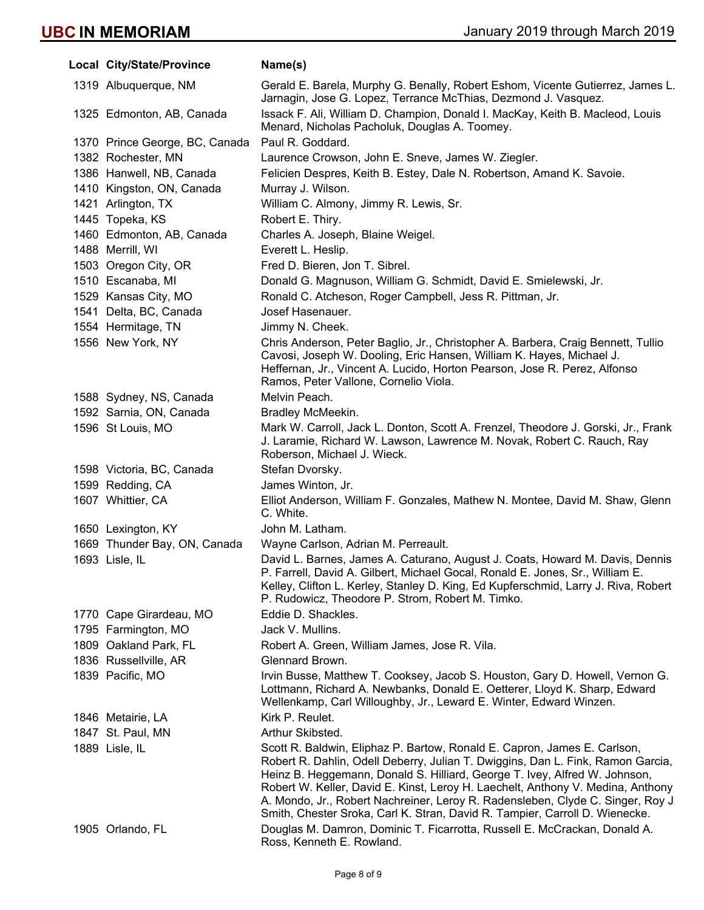| Local | City/State/Province | Name(s) |
|---|---|---|
| 1319 | Albuquerque, NM | Gerald E. Barela, Murphy G. Benally, Robert Eshom, Vicente Gutierrez, James L. Jarnagin, Jose G. Lopez, Terrance McThias, Dezmond J. Vasquez. |
| 1325 | Edmonton, AB, Canada | Issack F. Ali, William D. Champion, Donald I. MacKay, Keith B. Macleod, Louis Menard, Nicholas Pacholuk, Douglas A. Toomey. |
| 1370 | Prince George, BC, Canada | Paul R. Goddard. |
| 1382 | Rochester, MN | Laurence Crowson, John E. Sneve, James W. Ziegler. |
| 1386 | Hanwell, NB, Canada | Felicien Despres, Keith B. Estey, Dale N. Robertson, Amand K. Savoie. |
| 1410 | Kingston, ON, Canada | Murray J. Wilson. |
| 1421 | Arlington, TX | William C. Almony, Jimmy R. Lewis, Sr. |
| 1445 | Topeka, KS | Robert E. Thiry. |
| 1460 | Edmonton, AB, Canada | Charles A. Joseph, Blaine Weigel. |
| 1488 | Merrill, WI | Everett L. Heslip. |
| 1503 | Oregon City, OR | Fred D. Bieren, Jon T. Sibrel. |
| 1510 | Escanaba, MI | Donald G. Magnuson, William G. Schmidt, David E. Smielewski, Jr. |
| 1529 | Kansas City, MO | Ronald C. Atcheson, Roger Campbell, Jess R. Pittman, Jr. |
| 1541 | Delta, BC, Canada | Josef Hasenauer. |
| 1554 | Hermitage, TN | Jimmy N. Cheek. |
| 1556 | New York, NY | Chris Anderson, Peter Baglio, Jr., Christopher A. Barbera, Craig Bennett, Tullio Cavosi, Joseph W. Dooling, Eric Hansen, William K. Hayes, Michael J. Heffernan, Jr., Vincent A. Lucido, Horton Pearson, Jose R. Perez, Alfonso Ramos, Peter Vallone, Cornelio Viola. |
| 1588 | Sydney, NS, Canada | Melvin Peach. |
| 1592 | Sarnia, ON, Canada | Bradley McMeekin. |
| 1596 | St Louis, MO | Mark W. Carroll, Jack L. Donton, Scott A. Frenzel, Theodore J. Gorski, Jr., Frank J. Laramie, Richard W. Lawson, Lawrence M. Novak, Robert C. Rauch, Ray Roberson, Michael J. Wieck. |
| 1598 | Victoria, BC, Canada | Stefan Dvorsky. |
| 1599 | Redding, CA | James Winton, Jr. |
| 1607 | Whittier, CA | Elliot Anderson, William F. Gonzales, Mathew N. Montee, David M. Shaw, Glenn C. White. |
| 1650 | Lexington, KY | John M. Latham. |
| 1669 | Thunder Bay, ON, Canada | Wayne Carlson, Adrian M. Perreault. |
| 1693 | Lisle, IL | David L. Barnes, James A. Caturano, August J. Coats, Howard M. Davis, Dennis P. Farrell, David A. Gilbert, Michael Gocal, Ronald E. Jones, Sr., William E. Kelley, Clifton L. Kerley, Stanley D. King, Ed Kupferschmid, Larry J. Riva, Robert P. Rudowicz, Theodore P. Strom, Robert M. Timko. |
| 1770 | Cape Girardeau, MO | Eddie D. Shackles. |
| 1795 | Farmington, MO | Jack V. Mullins. |
| 1809 | Oakland Park, FL | Robert A. Green, William James, Jose R. Vila. |
| 1836 | Russellville, AR | Glennard Brown. |
| 1839 | Pacific, MO | Irvin Busse, Matthew T. Cooksey, Jacob S. Houston, Gary D. Howell, Vernon G. Lottmann, Richard A. Newbanks, Donald E. Oetterer, Lloyd K. Sharp, Edward Wellenkamp, Carl Willoughby, Jr., Leward E. Winter, Edward Winzen. |
| 1846 | Metairie, LA | Kirk P. Reulet. |
| 1847 | St. Paul, MN | Arthur Skibsted. |
| 1889 | Lisle, IL | Scott R. Baldwin, Eliphaz P. Bartow, Ronald E. Capron, James E. Carlson, Robert R. Dahlin, Odell Deberry, Julian T. Dwiggins, Dan L. Fink, Ramon Garcia, Heinz B. Heggemann, Donald S. Hilliard, George T. Ivey, Alfred W. Johnson, Robert W. Keller, David E. Kinst, Leroy H. Laechelt, Anthony V. Medina, Anthony A. Mondo, Jr., Robert Nachreiner, Leroy R. Radensleben, Clyde C. Singer, Roy J. Smith, Chester Sroka, Carl K. Stran, David R. Tampier, Carroll D. Wienecke. |
| 1905 | Orlando, FL | Douglas M. Damron, Dominic T. Ficarrotta, Russell E. McCrackan, Donald A. Ross, Kenneth E. Rowland. |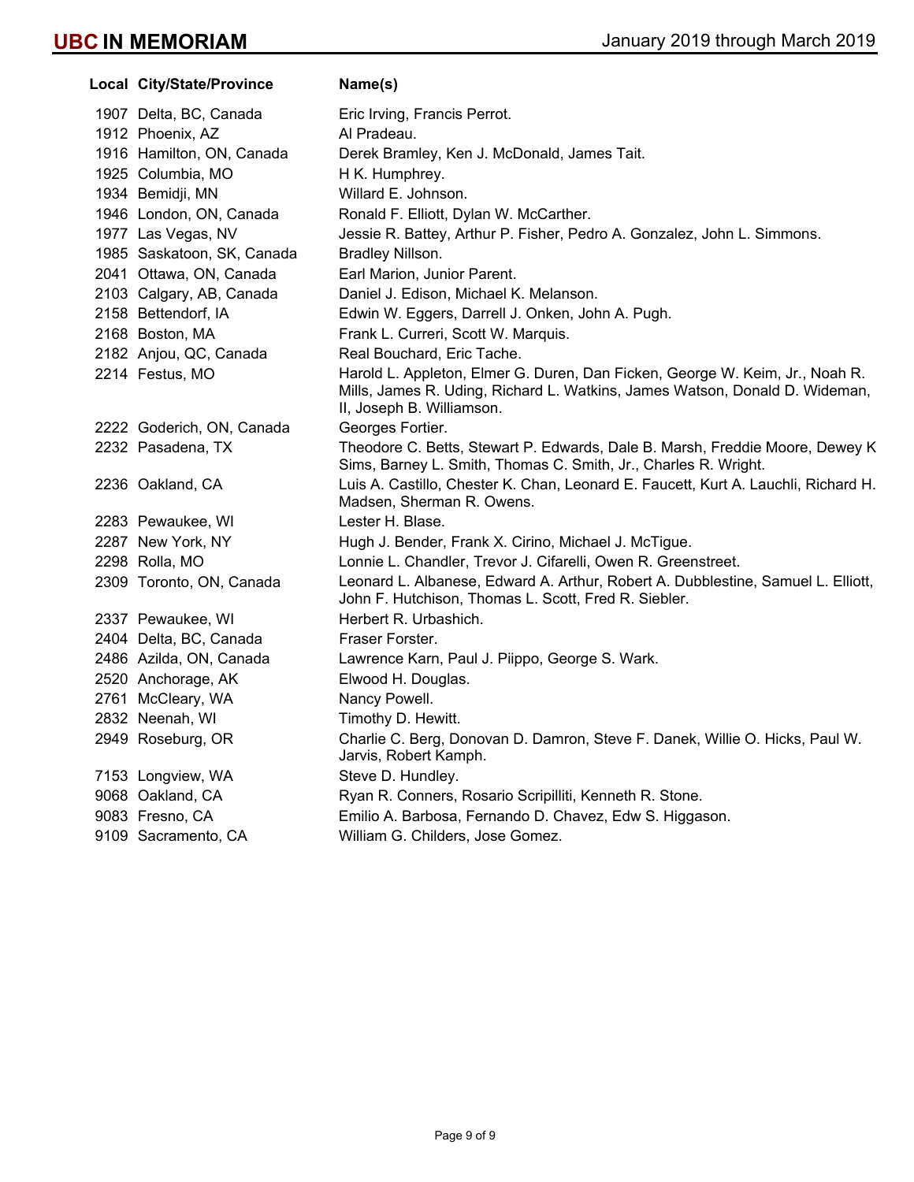# UBC IN MEMORIAM

January 2019 through March 2019

| Local | City/State/Province | Name(s) |
|---|---|---|
| 1907 | Delta, BC, Canada | Eric Irving, Francis Perrot. |
| 1912 | Phoenix, AZ | Al Pradeau. |
| 1916 | Hamilton, ON, Canada | Derek Bramley, Ken J. McDonald, James Tait. |
| 1925 | Columbia, MO | H K. Humphrey. |
| 1934 | Bemidji, MN | Willard E. Johnson. |
| 1946 | London, ON, Canada | Ronald F. Elliott, Dylan W. McCarther. |
| 1977 | Las Vegas, NV | Jessie R. Battey, Arthur P. Fisher, Pedro A. Gonzalez, John L. Simmons. |
| 1985 | Saskatoon, SK, Canada | Bradley Nillson. |
| 2041 | Ottawa, ON, Canada | Earl Marion, Junior Parent. |
| 2103 | Calgary, AB, Canada | Daniel J. Edison, Michael K. Melanson. |
| 2158 | Bettendorf, IA | Edwin W. Eggers, Darrell J. Onken, John A. Pugh. |
| 2168 | Boston, MA | Frank L. Curreri, Scott W. Marquis. |
| 2182 | Anjou, QC, Canada | Real Bouchard, Eric Tache. |
| 2214 | Festus, MO | Harold L. Appleton, Elmer G. Duren, Dan Ficken, George W. Keim, Jr., Noah R. Mills, James R. Uding, Richard L. Watkins, James Watson, Donald D. Wideman, II, Joseph B. Williamson. |
| 2222 | Goderich, ON, Canada | Georges Fortier. |
| 2232 | Pasadena, TX | Theodore C. Betts, Stewart P. Edwards, Dale B. Marsh, Freddie Moore, Dewey K Sims, Barney L. Smith, Thomas C. Smith, Jr., Charles R. Wright. |
| 2236 | Oakland, CA | Luis A. Castillo, Chester K. Chan, Leonard E. Faucett, Kurt A. Lauchli, Richard H. Madsen, Sherman R. Owens. |
| 2283 | Pewaukee, WI | Lester H. Blase. |
| 2287 | New York, NY | Hugh J. Bender, Frank X. Cirino, Michael J. McTigue. |
| 2298 | Rolla, MO | Lonnie L. Chandler, Trevor J. Cifarelli, Owen R. Greenstreet. |
| 2309 | Toronto, ON, Canada | Leonard L. Albanese, Edward A. Arthur, Robert A. Dubblestine, Samuel L. Elliott, John F. Hutchison, Thomas L. Scott, Fred R. Siebler. |
| 2337 | Pewaukee, WI | Herbert R. Urbashich. |
| 2404 | Delta, BC, Canada | Fraser Forster. |
| 2486 | Azilda, ON, Canada | Lawrence Karn, Paul J. Piippo, George S. Wark. |
| 2520 | Anchorage, AK | Elwood H. Douglas. |
| 2761 | McCleary, WA | Nancy Powell. |
| 2832 | Neenah, WI | Timothy D. Hewitt. |
| 2949 | Roseburg, OR | Charlie C. Berg, Donovan D. Damron, Steve F. Danek, Willie O. Hicks, Paul W. Jarvis, Robert Kamph. |
| 7153 | Longview, WA | Steve D. Hundley. |
| 9068 | Oakland, CA | Ryan R. Conners, Rosario Scripilliti, Kenneth R. Stone. |
| 9083 | Fresno, CA | Emilio A. Barbosa, Fernando D. Chavez, Edw S. Higgason. |
| 9109 | Sacramento, CA | William G. Childers, Jose Gomez. |